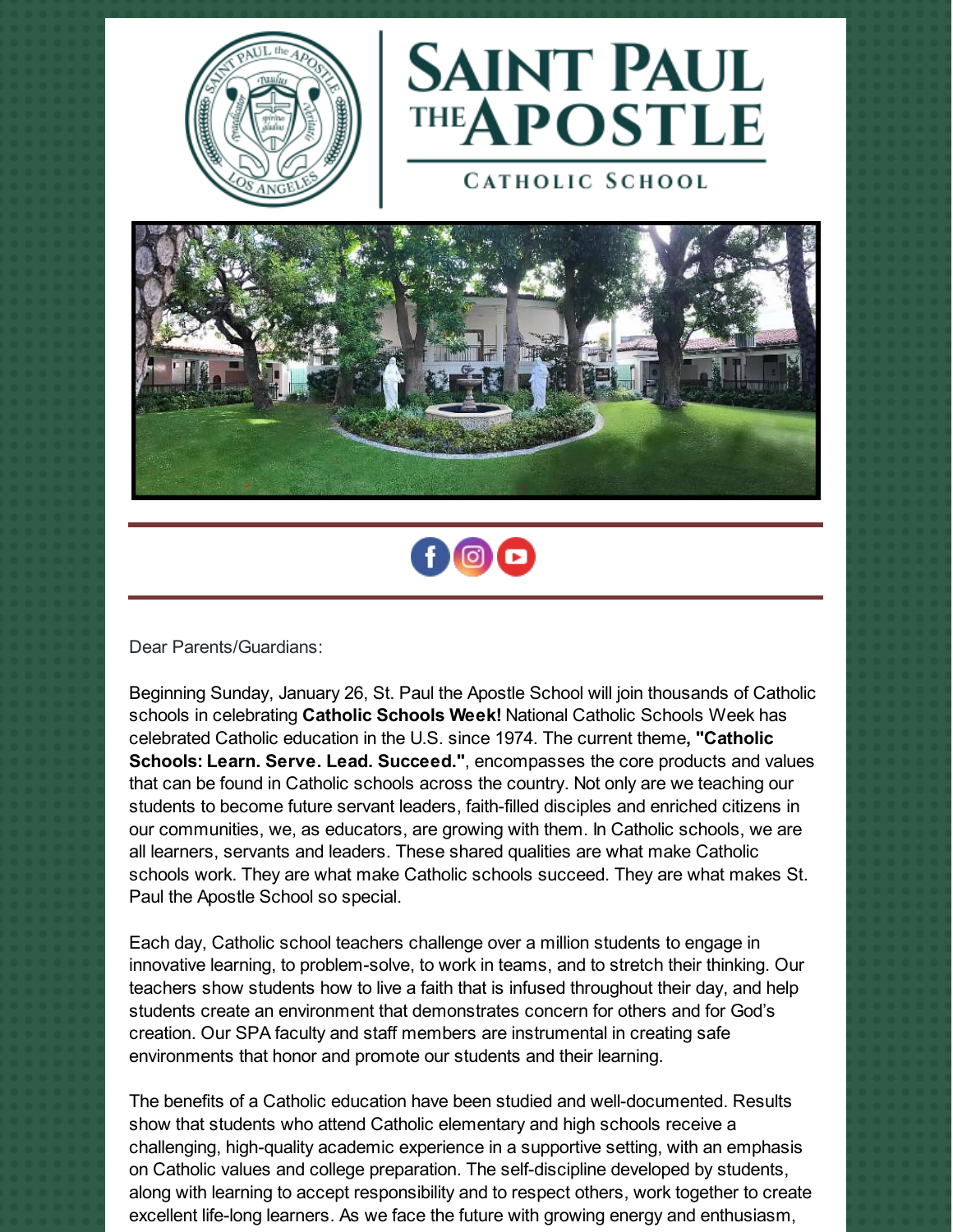# SAINT PAUL THE APOSTLE

CATHOLIC SCHOOL

Dear Parents/Guardians:

Beginning Sunday, January 26, St. Paul the Apostle School will join thousands of Catholic schools in celebrating **Catholic Schools Week!** National Catholic Schools Week has celebrated Catholic education in the U.S. since 1974. The current theme**, "Catholic Schools: Learn. Serve. Lead. Succeed."**, encompasses the core products and values that can be found in Catholic schools across the country. Not only are we teaching our students to become future servant leaders, faith-filled disciples and enriched citizens in our communities, we, as educators, are growing with them. In Catholic schools, we are all learners, servants and leaders. These shared qualities are what make Catholic schools work. They are what make Catholic schools succeed. They are what makes St. Paul the Apostle School so special.

Each day, Catholic school teachers challenge over a million students to engage in innovative learning, to problem-solve, to work in teams, and to stretch their thinking. Our teachers show students how to live a faith that is infused throughout their day, and help students create an environment that demonstrates concern for others and for God's creation. Our SPA faculty and staff members are instrumental in creating safe environments that honor and promote our students and their learning.

The benefits of a Catholic education have been studied and well-documented. Results show that students who attend Catholic elementary and high schools receive a challenging, high-quality academic experience in a supportive setting, with an emphasis on Catholic values and college preparation. The self-discipline developed by students, along with learning to accept responsibility and to respect others, work together to create excellent life-long learners. As we face the future with growing energy and enthusiasm,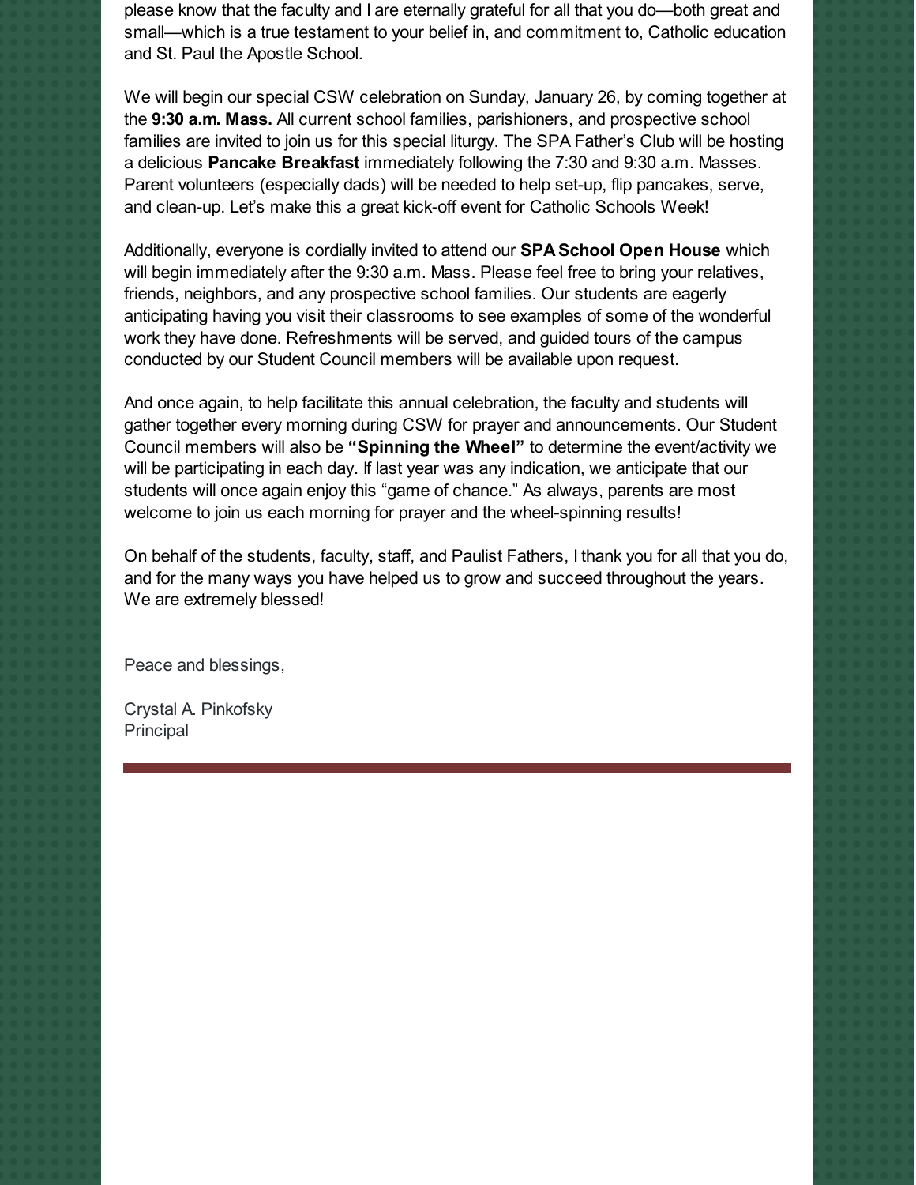please know that the faculty and I are eternally grateful for all that you do—both great and small—which is a true testament to your belief in, and commitment to, Catholic education and St. Paul the Apostle School.

We will begin our special CSW celebration on Sunday, January 26, by coming together at the **9:30 a.m. Mass.** All current school families, parishioners, and prospective school families are invited to join us for this special liturgy. The SPA Father's Club will be hosting a delicious **Pancake Breakfast** immediately following the 7:30 and 9:30 a.m. Masses. Parent volunteers (especially dads) will be needed to help set-up, flip pancakes, serve, and clean-up. Let's make this a great kick-off event for Catholic Schools Week!

Additionally, everyone is cordially invited to attend our **SPA School Open House** which will begin immediately after the 9:30 a.m. Mass. Please feel free to bring your relatives, friends, neighbors, and any prospective school families. Our students are eagerly anticipating having you visit their classrooms to see examples of some of the wonderful work they have done. Refreshments will be served, and guided tours of the campus conducted by our Student Council members will be available upon request.

And once again, to help facilitate this annual celebration, the faculty and students will gather together every morning during CSW for prayer and announcements. Our Student Council members will also be **"Spinning the Wheel"** to determine the event/activity we will be participating in each day. If last year was any indication, we anticipate that our students will once again enjoy this "game of chance." As always, parents are most welcome to join us each morning for prayer and the wheel-spinning results!

On behalf of the students, faculty, staff, and Paulist Fathers, I thank you for all that you do, and for the many ways you have helped us to grow and succeed throughout the years. We are extremely blessed!

Peace and blessings,

Crystal A. Pinkofsky
Principal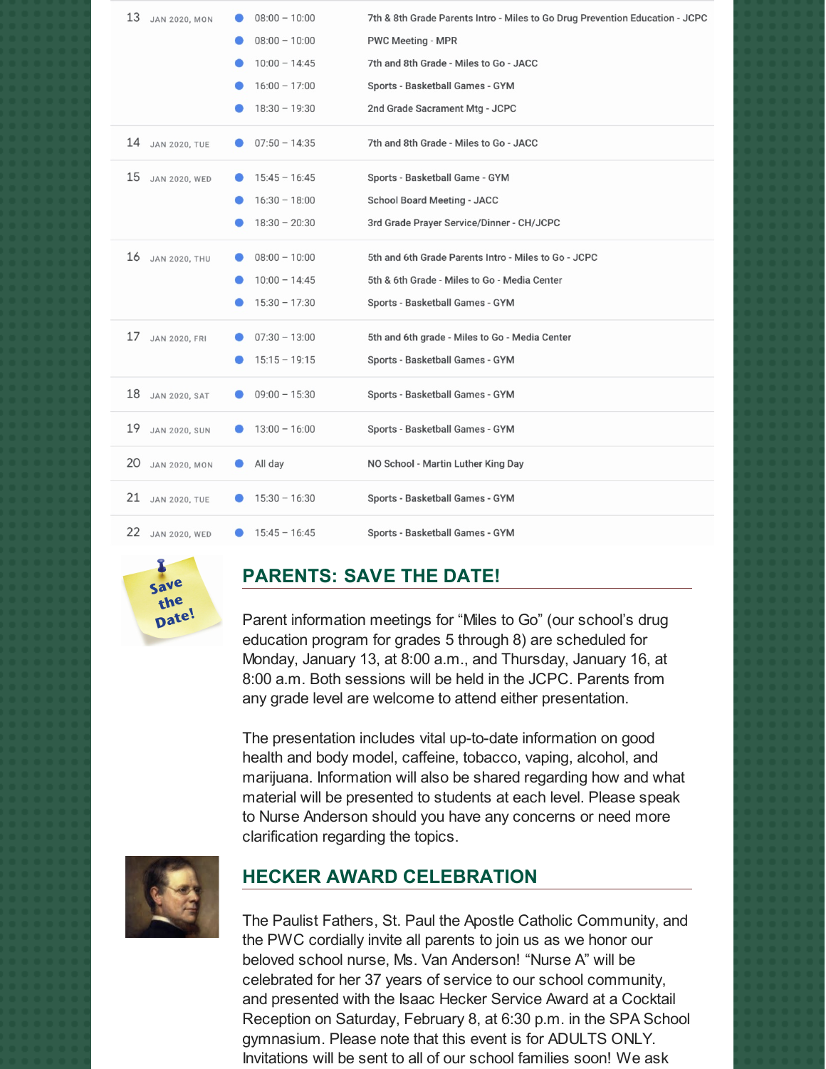| Date | Time | Event |
| --- | --- | --- |
| 13 JAN 2020, MON | 08:00 – 10:00 | 7th & 8th Grade Parents Intro - Miles to Go Drug Prevention Education - JCPC |
| | 08:00 – 10:00 | PWC Meeting - MPR |
| | 10:00 – 14:45 | 7th and 8th Grade - Miles to Go - JACC |
| | 16:00 – 17:00 | Sports - Basketball Games - GYM |
| | 18:30 – 19:30 | 2nd Grade Sacrament Mtg - JCPC |
| 14 JAN 2020, TUE | 07:50 – 14:35 | 7th and 8th Grade - Miles to Go - JACC |
| 15 JAN 2020, WED | 15:45 – 16:45 | Sports - Basketball Game - GYM |
| | 16:30 – 18:00 | School Board Meeting - JACC |
| | 18:30 – 20:30 | 3rd Grade Prayer Service/Dinner - CH/JCPC |
| 16 JAN 2020, THU | 08:00 – 10:00 | 5th and 6th Grade Parents Intro - Miles to Go - JCPC |
| | 10:00 – 14:45 | 5th & 6th Grade - Miles to Go - Media Center |
| | 15:30 – 17:30 | Sports - Basketball Games - GYM |
| 17 JAN 2020, FRI | 07:30 – 13:00 | 5th and 6th grade - Miles to Go - Media Center |
| | 15:15 – 19:15 | Sports - Basketball Games - GYM |
| 18 JAN 2020, SAT | 09:00 – 15:30 | Sports - Basketball Games - GYM |
| 19 JAN 2020, SUN | 13:00 – 16:00 | Sports - Basketball Games - GYM |
| 20 JAN 2020, MON | All day | NO School - Martin Luther King Day |
| 21 JAN 2020, TUE | 15:30 – 16:30 | Sports - Basketball Games - GYM |
| 22 JAN 2020, WED | 15:45 – 16:45 | Sports - Basketball Games - GYM |

## PARENTS: SAVE THE DATE!

Parent information meetings for "Miles to Go" (our school's drug education program for grades 5 through 8) are scheduled for Monday, January 13, at 8:00 a.m., and Thursday, January 16, at 8:00 a.m. Both sessions will be held in the JCPC. Parents from any grade level are welcome to attend either presentation.

The presentation includes vital up-to-date information on good health and body model, caffeine, tobacco, vaping, alcohol, and marijuana. Information will also be shared regarding how and what material will be presented to students at each level. Please speak to Nurse Anderson should you have any concerns or need more clarification regarding the topics.

## HECKER AWARD CELEBRATION

The Paulist Fathers, St. Paul the Apostle Catholic Community, and the PWC cordially invite all parents to join us as we honor our beloved school nurse, Ms. Van Anderson! "Nurse A" will be celebrated for her 37 years of service to our school community, and presented with the Isaac Hecker Service Award at a Cocktail Reception on Saturday, February 8, at 6:30 p.m. in the SPA School gymnasium. Please note that this event is for ADULTS ONLY. Invitations will be sent to all of our school families soon! We ask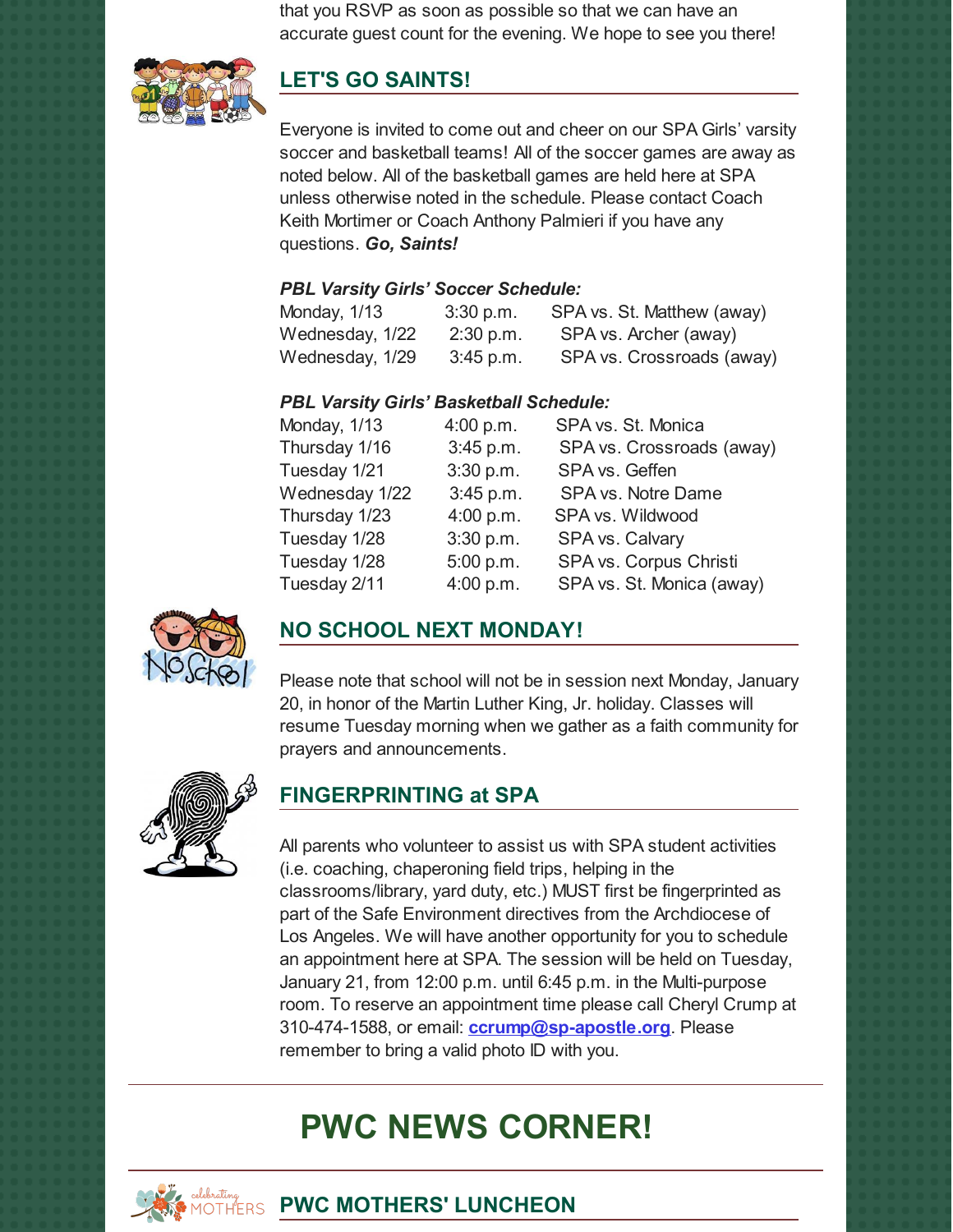that you RSVP as soon as possible so that we can have an accurate guest count for the evening. We hope to see you there!

## LET'S GO SAINTS!

Everyone is invited to come out and cheer on our SPA Girls' varsity soccer and basketball teams! All of the soccer games are away as noted below. All of the basketball games are held here at SPA unless otherwise noted in the schedule. Please contact Coach Keith Mortimer or Coach Anthony Palmieri if you have any questions. ***Go, Saints!***

***PBL Varsity Girls' Soccer Schedule:***

| | | |
|---|---|---|
| Monday, 1/13 | 3:30 p.m. | SPA vs. St. Matthew (away) |
| Wednesday, 1/22 | 2:30 p.m. | SPA vs. Archer (away) |
| Wednesday, 1/29 | 3:45 p.m. | SPA vs. Crossroads (away) |

***PBL Varsity Girls' Basketball Schedule:***

| | | |
|---|---|---|
| Monday, 1/13 | 4:00 p.m. | SPA vs. St. Monica |
| Thursday 1/16 | 3:45 p.m. | SPA vs. Crossroads (away) |
| Tuesday 1/21 | 3:30 p.m. | SPA vs. Geffen |
| Wednesday 1/22 | 3:45 p.m. | SPA vs. Notre Dame |
| Thursday 1/23 | 4:00 p.m. | SPA vs. Wildwood |
| Tuesday 1/28 | 3:30 p.m. | SPA vs. Calvary |
| Tuesday 1/28 | 5:00 p.m. | SPA vs. Corpus Christi |
| Tuesday 2/11 | 4:00 p.m. | SPA vs. St. Monica (away) |

## NO SCHOOL NEXT MONDAY!

Please note that school will not be in session next Monday, January 20, in honor of the Martin Luther King, Jr. holiday. Classes will resume Tuesday morning when we gather as a faith community for prayers and announcements.

## FINGERPRINTING at SPA

All parents who volunteer to assist us with SPA student activities (i.e. coaching, chaperoning field trips, helping in the classrooms/library, yard duty, etc.) MUST first be fingerprinted as part of the Safe Environment directives from the Archdiocese of Los Angeles. We will have another opportunity for you to schedule an appointment here at SPA. The session will be held on Tuesday, January 21, from 12:00 p.m. until 6:45 p.m. in the Multi-purpose room. To reserve an appointment time please call Cheryl Crump at 310-474-1588, or email: **ccrump@sp-apostle.org**. Please remember to bring a valid photo ID with you.

# PWC NEWS CORNER!

## PWC MOTHERS' LUNCHEON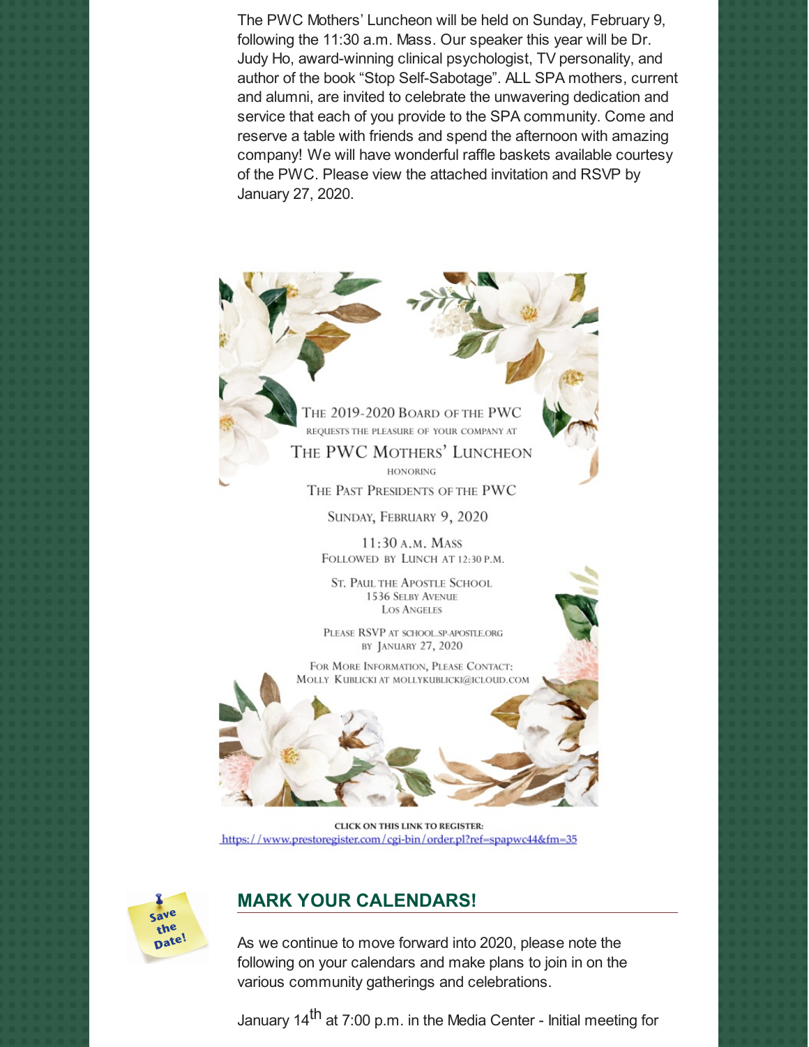The PWC Mothers' Luncheon will be held on Sunday, February 9, following the 11:30 a.m. Mass. Our speaker this year will be Dr. Judy Ho, award-winning clinical psychologist, TV personality, and author of the book "Stop Self-Sabotage". ALL SPA mothers, current and alumni, are invited to celebrate the unwavering dedication and service that each of you provide to the SPA community. Come and reserve a table with friends and spend the afternoon with amazing company! We will have wonderful raffle baskets available courtesy of the PWC. Please view the attached invitation and RSVP by January 27, 2020.

THE 2019-2020 BOARD OF THE PWC
REQUESTS THE PLEASURE OF YOUR COMPANY AT
THE PWC MOTHERS' LUNCHEON
HONORING
THE PAST PRESIDENTS OF THE PWC

SUNDAY, FEBRUARY 9, 2020

11:30 A.M. MASS
FOLLOWED BY LUNCH AT 12:30 P.M.

ST. PAUL THE APOSTLE SCHOOL
1536 SELBY AVENUE
LOS ANGELES

PLEASE RSVP AT SCHOOL.SP-APOSTLE.ORG
BY JANUARY 27, 2020

FOR MORE INFORMATION, PLEASE CONTACT:
MOLLY KUBLICKI AT MOLLYKUBLICKI@ICLOUD.COM

**CLICK ON THIS LINK TO REGISTER:**
https://www.prestoregister.com/cgi-bin/order.pl?ref=spapwc44&fm=35

Save the Date!

## MARK YOUR CALENDARS!

As we continue to move forward into 2020, please note the following on your calendars and make plans to join in on the various community gatherings and celebrations.

January 14th at 7:00 p.m. in the Media Center - Initial meeting for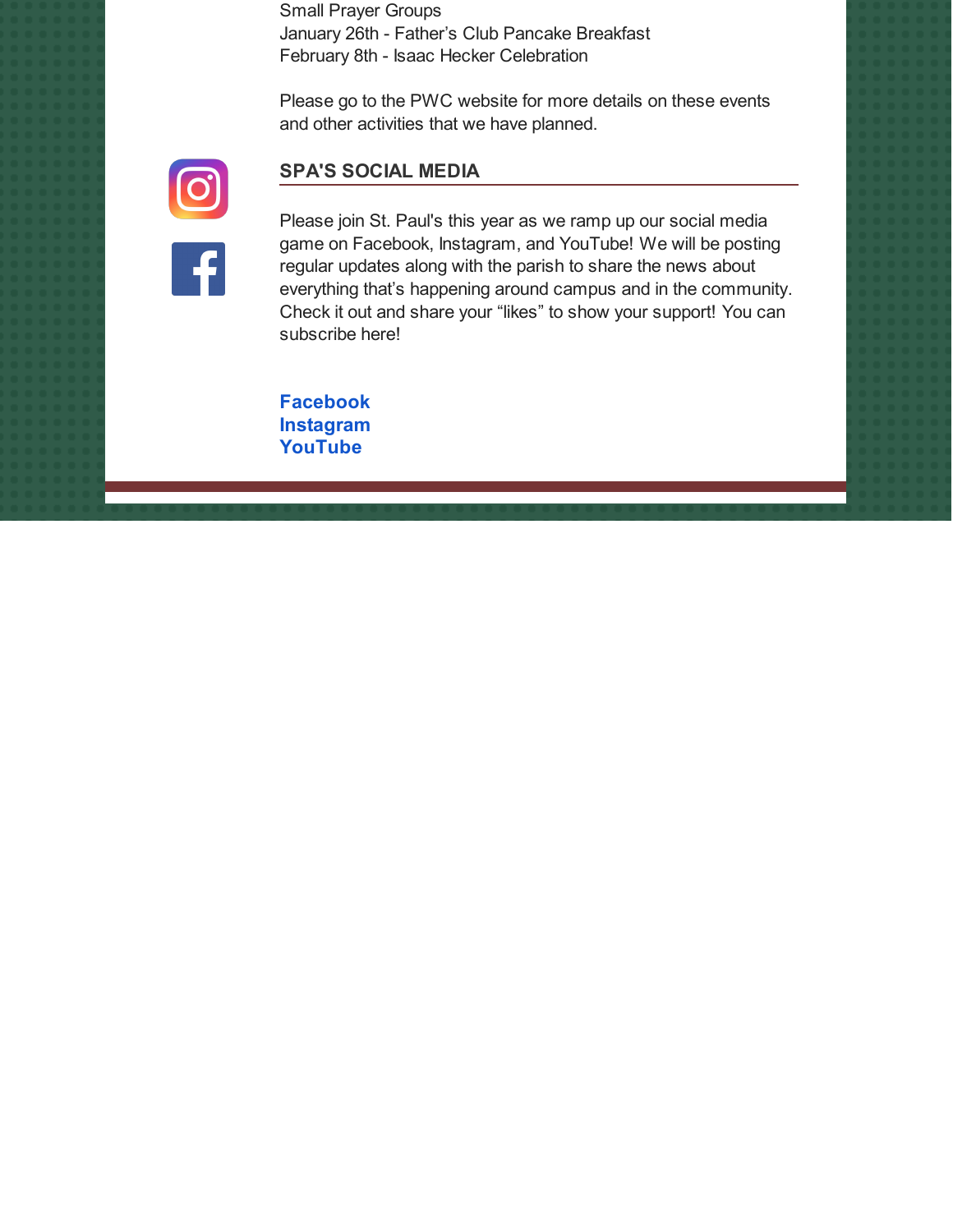Small Prayer Groups
January 26th - Father's Club Pancake Breakfast
February 8th - Isaac Hecker Celebration

Please go to the PWC website for more details on these events and other activities that we have planned.

## SPA'S SOCIAL MEDIA

Please join St. Paul's this year as we ramp up our social media game on Facebook, Instagram, and YouTube! We will be posting regular updates along with the parish to share the news about everything that's happening around campus and in the community. Check it out and share your "likes" to show your support! You can subscribe here!

**Facebook**
**Instagram**
**YouTube**